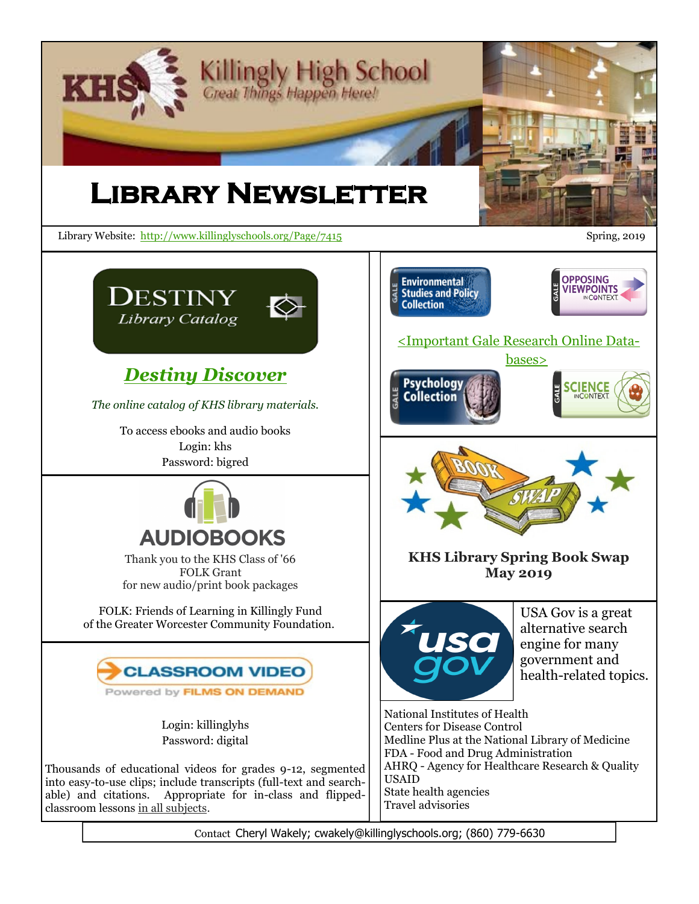# Killingly High School

*Great Things Happen Here!*

# Library Newsletter

Library Website: http://www.killinglyschools.org/Page/7415

Spring, 2019

## DESTINY Library Catalog

### *Destiny Discover*

*The online catalog of KHS library materials.*

To access ebooks and audio books
Login: khs
Password: bigred

## AUDIOBOOKS

Thank you to the KHS Class of '66
FOLK Grant
for new audio/print book packages

FOLK: Friends of Learning in Killingly Fund
of the Greater Worcester Community Foundation.

## CLASSROOM VIDEO

Powered by FILMS ON DEMAND

Login: killinglyhs
Password: digital

Thousands of educational videos for grades 9-12, segmented into easy-to-use clips; include transcripts (full-text and searchable) and citations. Appropriate for in-class and flipped-classroom lessons in all subjects.

## <Important Gale Research Online Databases>

- GALE Environmental Studies and Policy Collection
- GALE Opposing Viewpoints in Context
- GALE Psychology Collection
- GALE Science in Context

## BOOK SWAP

**KHS Library Spring Book Swap**
**May 2019**

## usa gov

USA Gov is a great alternative search engine for many government and health-related topics.

- National Institutes of Health
- Centers for Disease Control
- Medline Plus at the National Library of Medicine
- FDA - Food and Drug Administration
- AHRQ - Agency for Healthcare Research & Quality
- USAID
- State health agencies
- Travel advisories

Contact Cheryl Wakely; cwakely@killinglyschools.org; (860) 779-6630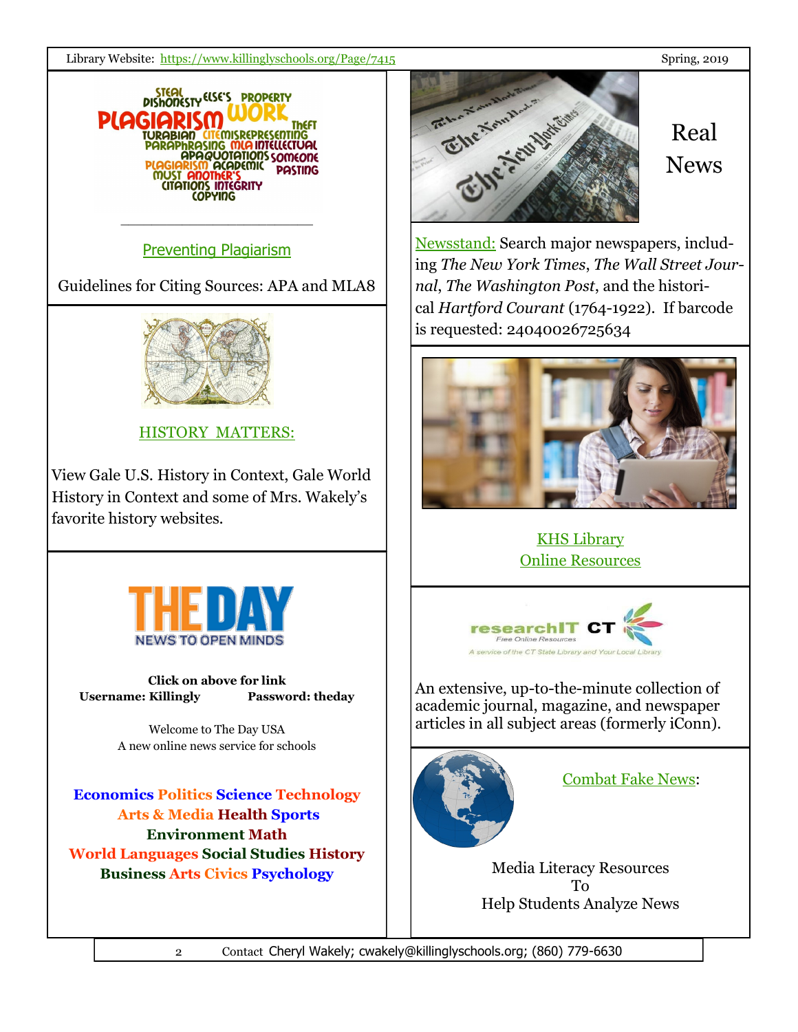Library Website: https://www.killinglyschools.org/Page/7415

Spring, 2019

Preventing Plagiarism

Guidelines for Citing Sources: APA and MLA8

HISTORY MATTERS:

View Gale U.S. History in Context, Gale World History in Context and some of Mrs. Wakely's favorite history websites.

**Click on above for link**

**Username: Killingly** **Password: theday**

Welcome to The Day USA

A new online news service for schools

**Economics Politics Science Technology Arts & Media Health Sports Environment Math World Languages Social Studies History Business Arts Civics Psychology**

Real News

Newsstand: Search major newspapers, including *The New York Times*, *The Wall Street Journal*, *The Washington Post*, and the historical *Hartford Courant* (1764-1922). If barcode is requested: 24040026725634

KHS Library
Online Resources

An extensive, up-to-the-minute collection of academic journal, magazine, and newspaper articles in all subject areas (formerly iConn).

Combat Fake News:

Media Literacy Resources To Help Students Analyze News

Contact Cheryl Wakely; cwakely@killinglyschools.org; (860) 779-6630